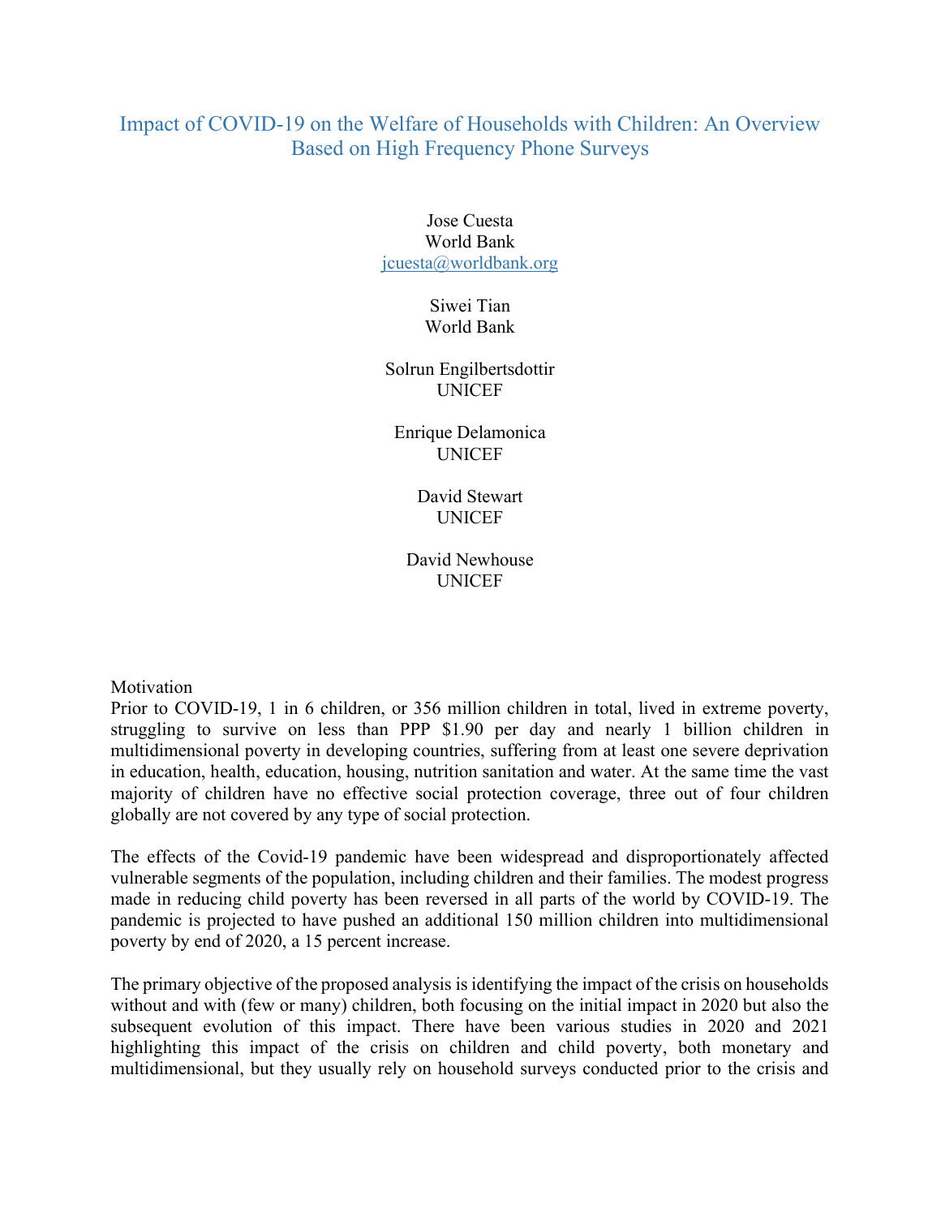# Impact of COVID-19 on the Welfare of Households with Children: An Overview Based on High Frequency Phone Surveys

Jose Cuesta
World Bank
jcuesta@worldbank.org

Siwei Tian
World Bank

Solrun Engilbertsdottir
UNICEF

Enrique Delamonica
UNICEF

David Stewart
UNICEF

David Newhouse
UNICEF

## Motivation

Prior to COVID-19, 1 in 6 children, or 356 million children in total, lived in extreme poverty, struggling to survive on less than PPP $1.90 per day and nearly 1 billion children in multidimensional poverty in developing countries, suffering from at least one severe deprivation in education, health, education, housing, nutrition sanitation and water. At the same time the vast majority of children have no effective social protection coverage, three out of four children globally are not covered by any type of social protection.

The effects of the Covid-19 pandemic have been widespread and disproportionately affected vulnerable segments of the population, including children and their families. The modest progress made in reducing child poverty has been reversed in all parts of the world by COVID-19. The pandemic is projected to have pushed an additional 150 million children into multidimensional poverty by end of 2020, a 15 percent increase.

The primary objective of the proposed analysis is identifying the impact of the crisis on households without and with (few or many) children, both focusing on the initial impact in 2020 but also the subsequent evolution of this impact. There have been various studies in 2020 and 2021 highlighting this impact of the crisis on children and child poverty, both monetary and multidimensional, but they usually rely on household surveys conducted prior to the crisis and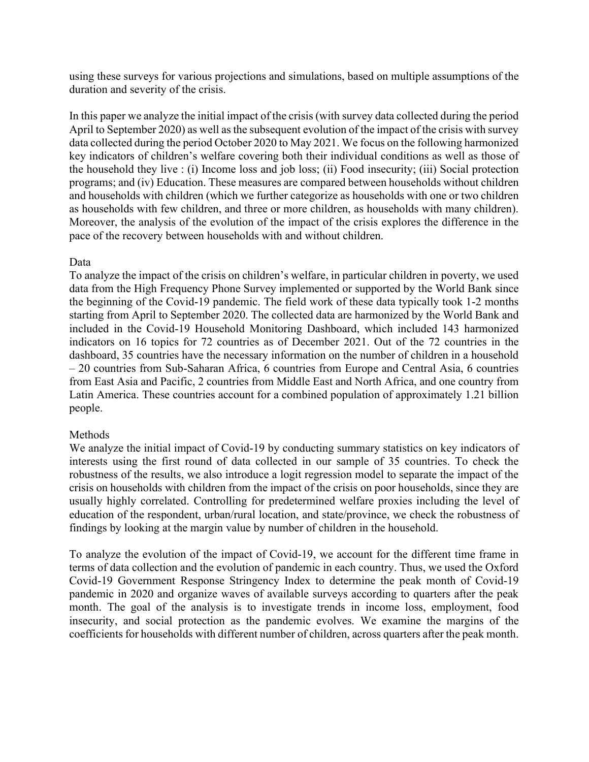using these surveys for various projections and simulations, based on multiple assumptions of the duration and severity of the crisis.

In this paper we analyze the initial impact of the crisis (with survey data collected during the period April to September 2020) as well as the subsequent evolution of the impact of the crisis with survey data collected during the period October 2020 to May 2021. We focus on the following harmonized key indicators of children's welfare covering both their individual conditions as well as those of the household they live : (i) Income loss and job loss; (ii) Food insecurity; (iii) Social protection programs; and (iv) Education. These measures are compared between households without children and households with children (which we further categorize as households with one or two children as households with few children, and three or more children, as households with many children). Moreover, the analysis of the evolution of the impact of the crisis explores the difference in the pace of the recovery between households with and without children.

## Data

To analyze the impact of the crisis on children's welfare, in particular children in poverty, we used data from the High Frequency Phone Survey implemented or supported by the World Bank since the beginning of the Covid-19 pandemic. The field work of these data typically took 1-2 months starting from April to September 2020. The collected data are harmonized by the World Bank and included in the Covid-19 Household Monitoring Dashboard, which included 143 harmonized indicators on 16 topics for 72 countries as of December 2021. Out of the 72 countries in the dashboard, 35 countries have the necessary information on the number of children in a household – 20 countries from Sub-Saharan Africa, 6 countries from Europe and Central Asia, 6 countries from East Asia and Pacific, 2 countries from Middle East and North Africa, and one country from Latin America. These countries account for a combined population of approximately 1.21 billion people.

## Methods

We analyze the initial impact of Covid-19 by conducting summary statistics on key indicators of interests using the first round of data collected in our sample of 35 countries. To check the robustness of the results, we also introduce a logit regression model to separate the impact of the crisis on households with children from the impact of the crisis on poor households, since they are usually highly correlated. Controlling for predetermined welfare proxies including the level of education of the respondent, urban/rural location, and state/province, we check the robustness of findings by looking at the margin value by number of children in the household.

To analyze the evolution of the impact of Covid-19, we account for the different time frame in terms of data collection and the evolution of pandemic in each country. Thus, we used the Oxford Covid-19 Government Response Stringency Index to determine the peak month of Covid-19 pandemic in 2020 and organize waves of available surveys according to quarters after the peak month. The goal of the analysis is to investigate trends in income loss, employment, food insecurity, and social protection as the pandemic evolves. We examine the margins of the coefficients for households with different number of children, across quarters after the peak month.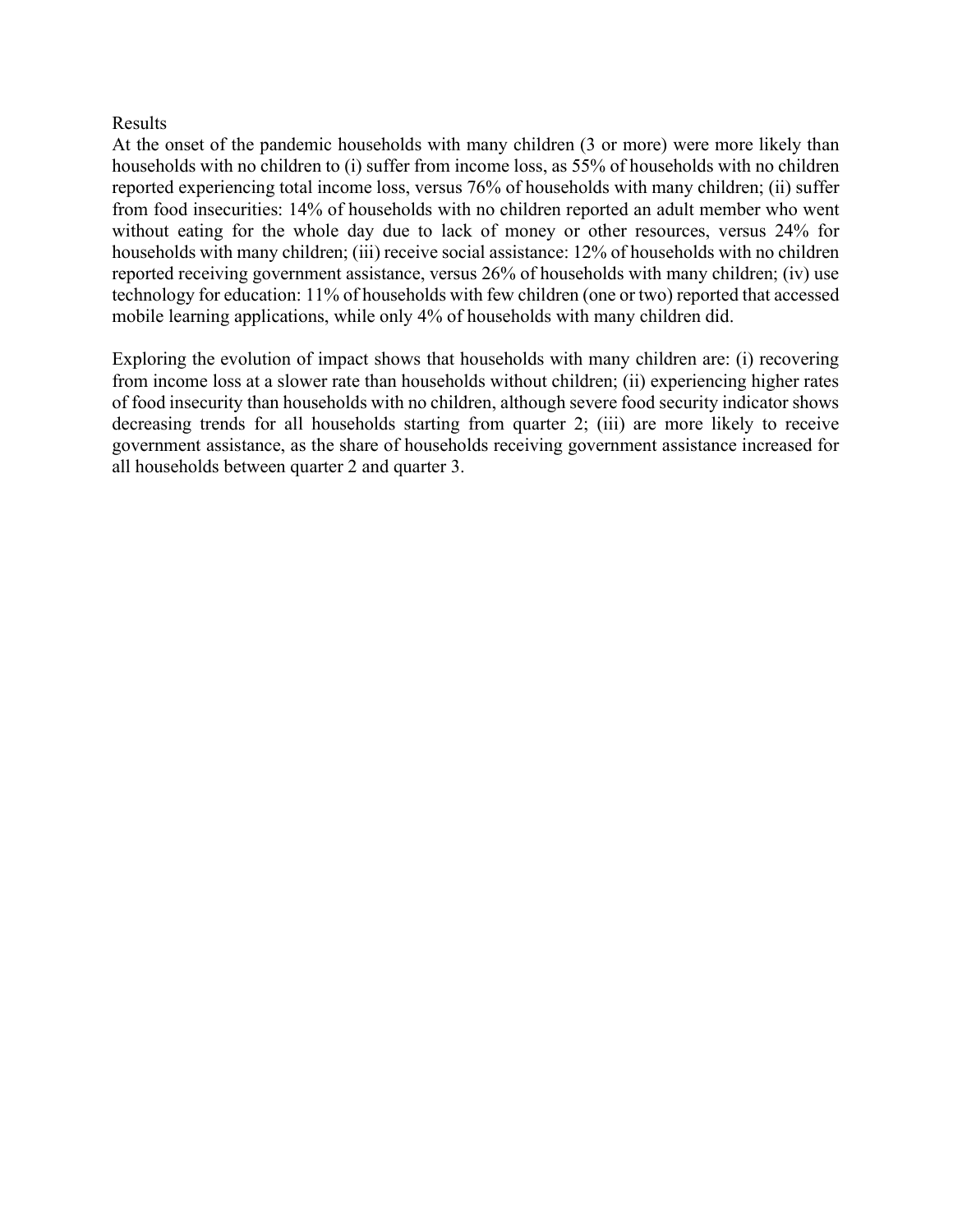## Results

At the onset of the pandemic households with many children (3 or more) were more likely than households with no children to (i) suffer from income loss, as 55% of households with no children reported experiencing total income loss, versus 76% of households with many children; (ii) suffer from food insecurities: 14% of households with no children reported an adult member who went without eating for the whole day due to lack of money or other resources, versus 24% for households with many children; (iii) receive social assistance: 12% of households with no children reported receiving government assistance, versus 26% of households with many children; (iv) use technology for education: 11% of households with few children (one or two) reported that accessed mobile learning applications, while only 4% of households with many children did.

Exploring the evolution of impact shows that households with many children are: (i) recovering from income loss at a slower rate than households without children; (ii) experiencing higher rates of food insecurity than households with no children, although severe food security indicator shows decreasing trends for all households starting from quarter 2; (iii) are more likely to receive government assistance, as the share of households receiving government assistance increased for all households between quarter 2 and quarter 3.